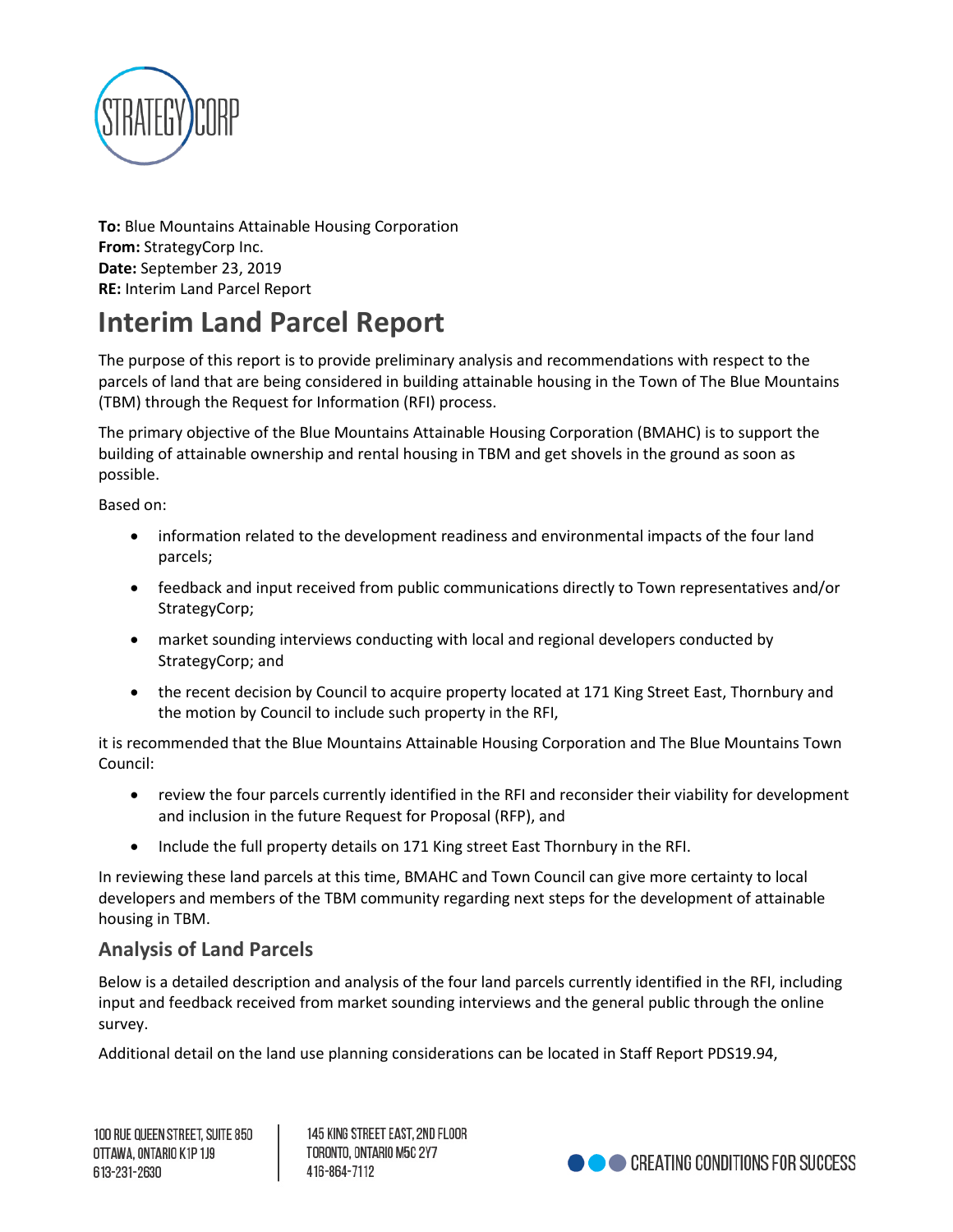**To:** Blue Mountains Attainable Housing Corporation
**From:** StrategyCorp Inc.
**Date:** September 23, 2019
**RE:** Interim Land Parcel Report

# Interim Land Parcel Report

The purpose of this report is to provide preliminary analysis and recommendations with respect to the parcels of land that are being considered in building attainable housing in the Town of The Blue Mountains (TBM) through the Request for Information (RFI) process.

The primary objective of the Blue Mountains Attainable Housing Corporation (BMAHC) is to support the building of attainable ownership and rental housing in TBM and get shovels in the ground as soon as possible.

Based on:

- information related to the development readiness and environmental impacts of the four land parcels;
- feedback and input received from public communications directly to Town representatives and/or StrategyCorp;
- market sounding interviews conducting with local and regional developers conducted by StrategyCorp; and
- the recent decision by Council to acquire property located at 171 King Street East, Thornbury and the motion by Council to include such property in the RFI,

it is recommended that the Blue Mountains Attainable Housing Corporation and The Blue Mountains Town Council:

- review the four parcels currently identified in the RFI and reconsider their viability for development and inclusion in the future Request for Proposal (RFP), and
- Include the full property details on 171 King street East Thornbury in the RFI.

In reviewing these land parcels at this time, BMAHC and Town Council can give more certainty to local developers and members of the TBM community regarding next steps for the development of attainable housing in TBM.

## Analysis of Land Parcels

Below is a detailed description and analysis of the four land parcels currently identified in the RFI, including input and feedback received from market sounding interviews and the general public through the online survey.

Additional detail on the land use planning considerations can be located in Staff Report PDS19.94,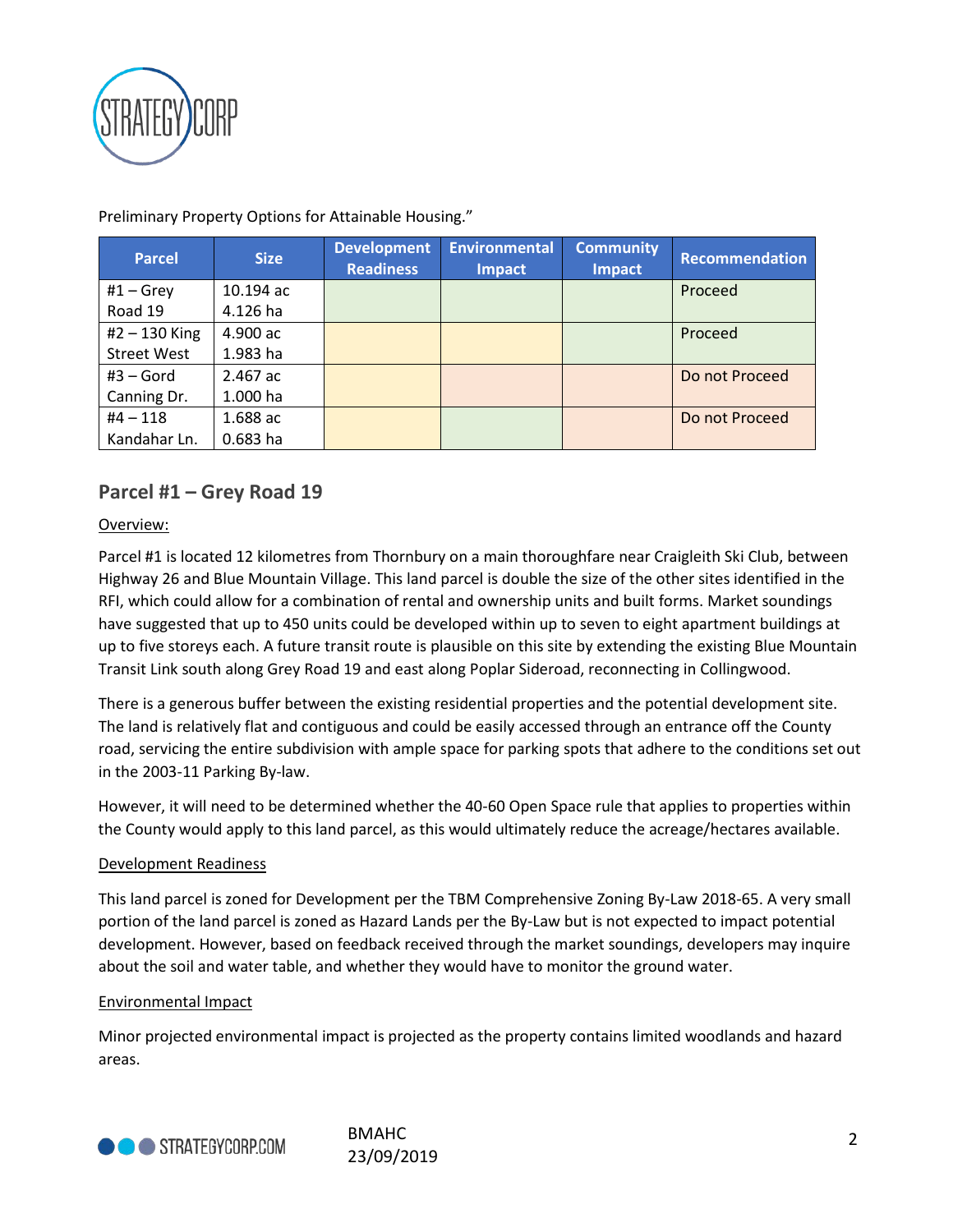Preliminary Property Options for Attainable Housing."

| Parcel | Size | Development Readiness | Environmental Impact | Community Impact | Recommendation |
|---|---|---|---|---|---|
| #1 – Grey Road 19 | 10.194 ac 4.126 ha | | | | Proceed |
| #2 – 130 King Street West | 4.900 ac 1.983 ha | | | | Proceed |
| #3 – Gord Canning Dr. | 2.467 ac 1.000 ha | | | | Do not Proceed |
| #4 – 118 Kandahar Ln. | 1.688 ac 0.683 ha | | | | Do not Proceed |

## Parcel #1 – Grey Road 19

Overview:

Parcel #1 is located 12 kilometres from Thornbury on a main thoroughfare near Craigleith Ski Club, between Highway 26 and Blue Mountain Village. This land parcel is double the size of the other sites identified in the RFI, which could allow for a combination of rental and ownership units and built forms. Market soundings have suggested that up to 450 units could be developed within up to seven to eight apartment buildings at up to five storeys each. A future transit route is plausible on this site by extending the existing Blue Mountain Transit Link south along Grey Road 19 and east along Poplar Sideroad, reconnecting in Collingwood.

There is a generous buffer between the existing residential properties and the potential development site. The land is relatively flat and contiguous and could be easily accessed through an entrance off the County road, servicing the entire subdivision with ample space for parking spots that adhere to the conditions set out in the 2003-11 Parking By-law.

However, it will need to be determined whether the 40-60 Open Space rule that applies to properties within the County would apply to this land parcel, as this would ultimately reduce the acreage/hectares available.

Development Readiness

This land parcel is zoned for Development per the TBM Comprehensive Zoning By-Law 2018-65. A very small portion of the land parcel is zoned as Hazard Lands per the By-Law but is not expected to impact potential development. However, based on feedback received through the market soundings, developers may inquire about the soil and water table, and whether they would have to monitor the ground water.

Environmental Impact

Minor projected environmental impact is projected as the property contains limited woodlands and hazard areas.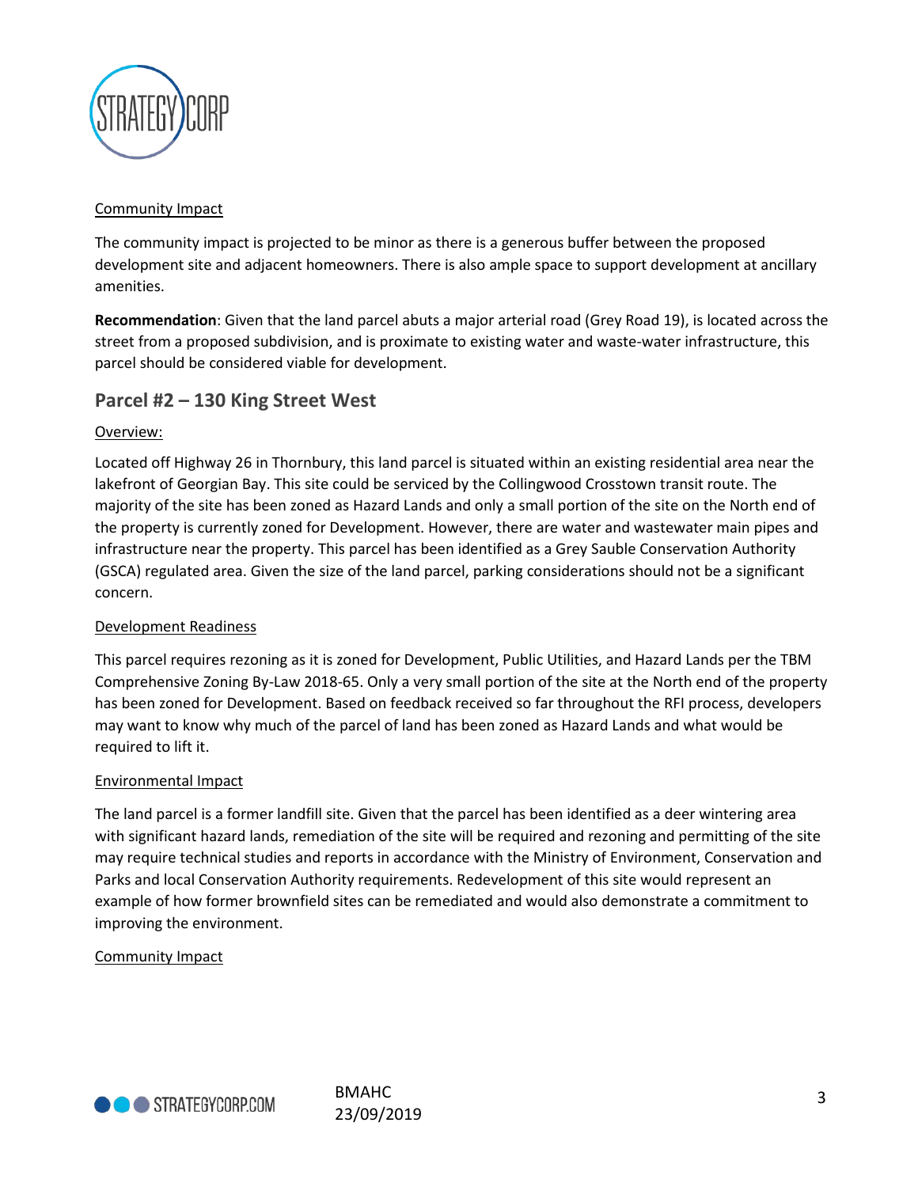Community Impact

The community impact is projected to be minor as there is a generous buffer between the proposed development site and adjacent homeowners. There is also ample space to support development at ancillary amenities.

**Recommendation**: Given that the land parcel abuts a major arterial road (Grey Road 19), is located across the street from a proposed subdivision, and is proximate to existing water and waste-water infrastructure, this parcel should be considered viable for development.

## Parcel #2 – 130 King Street West

Overview:

Located off Highway 26 in Thornbury, this land parcel is situated within an existing residential area near the lakefront of Georgian Bay. This site could be serviced by the Collingwood Crosstown transit route. The majority of the site has been zoned as Hazard Lands and only a small portion of the site on the North end of the property is currently zoned for Development. However, there are water and wastewater main pipes and infrastructure near the property. This parcel has been identified as a Grey Sauble Conservation Authority (GSCA) regulated area. Given the size of the land parcel, parking considerations should not be a significant concern.

Development Readiness

This parcel requires rezoning as it is zoned for Development, Public Utilities, and Hazard Lands per the TBM Comprehensive Zoning By-Law 2018-65. Only a very small portion of the site at the North end of the property has been zoned for Development. Based on feedback received so far throughout the RFI process, developers may want to know why much of the parcel of land has been zoned as Hazard Lands and what would be required to lift it.

Environmental Impact

The land parcel is a former landfill site. Given that the parcel has been identified as a deer wintering area with significant hazard lands, remediation of the site will be required and rezoning and permitting of the site may require technical studies and reports in accordance with the Ministry of Environment, Conservation and Parks and local Conservation Authority requirements. Redevelopment of this site would represent an example of how former brownfield sites can be remediated and would also demonstrate a commitment to improving the environment.

Community Impact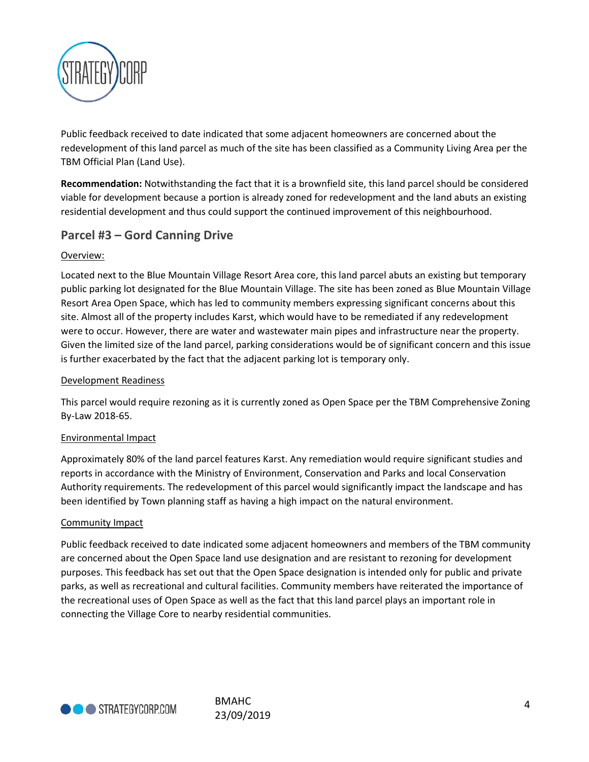Public feedback received to date indicated that some adjacent homeowners are concerned about the redevelopment of this land parcel as much of the site has been classified as a Community Living Area per the TBM Official Plan (Land Use).

**Recommendation:** Notwithstanding the fact that it is a brownfield site, this land parcel should be considered viable for development because a portion is already zoned for redevelopment and the land abuts an existing residential development and thus could support the continued improvement of this neighbourhood.

## Parcel #3 – Gord Canning Drive

Overview:

Located next to the Blue Mountain Village Resort Area core, this land parcel abuts an existing but temporary public parking lot designated for the Blue Mountain Village. The site has been zoned as Blue Mountain Village Resort Area Open Space, which has led to community members expressing significant concerns about this site. Almost all of the property includes Karst, which would have to be remediated if any redevelopment were to occur. However, there are water and wastewater main pipes and infrastructure near the property. Given the limited size of the land parcel, parking considerations would be of significant concern and this issue is further exacerbated by the fact that the adjacent parking lot is temporary only.

Development Readiness

This parcel would require rezoning as it is currently zoned as Open Space per the TBM Comprehensive Zoning By-Law 2018-65.

Environmental Impact

Approximately 80% of the land parcel features Karst. Any remediation would require significant studies and reports in accordance with the Ministry of Environment, Conservation and Parks and local Conservation Authority requirements. The redevelopment of this parcel would significantly impact the landscape and has been identified by Town planning staff as having a high impact on the natural environment.

Community Impact

Public feedback received to date indicated some adjacent homeowners and members of the TBM community are concerned about the Open Space land use designation and are resistant to rezoning for development purposes. This feedback has set out that the Open Space designation is intended only for public and private parks, as well as recreational and cultural facilities. Community members have reiterated the importance of the recreational uses of Open Space as well as the fact that this land parcel plays an important role in connecting the Village Core to nearby residential communities.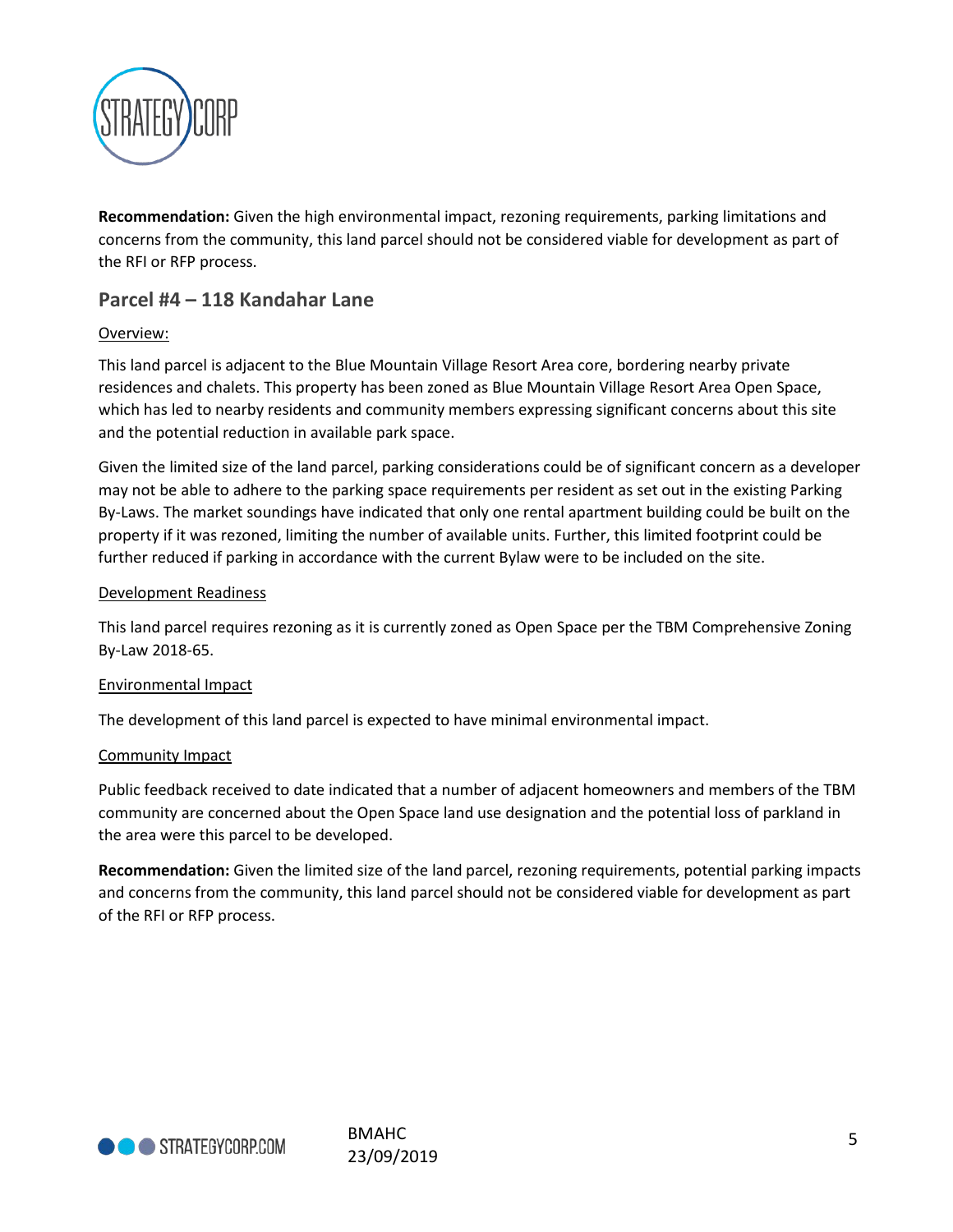**Recommendation:** Given the high environmental impact, rezoning requirements, parking limitations and concerns from the community, this land parcel should not be considered viable for development as part of the RFI or RFP process.

## Parcel #4 – 118 Kandahar Lane

Overview:

This land parcel is adjacent to the Blue Mountain Village Resort Area core, bordering nearby private residences and chalets. This property has been zoned as Blue Mountain Village Resort Area Open Space, which has led to nearby residents and community members expressing significant concerns about this site and the potential reduction in available park space.

Given the limited size of the land parcel, parking considerations could be of significant concern as a developer may not be able to adhere to the parking space requirements per resident as set out in the existing Parking By-Laws. The market soundings have indicated that only one rental apartment building could be built on the property if it was rezoned, limiting the number of available units. Further, this limited footprint could be further reduced if parking in accordance with the current Bylaw were to be included on the site.

Development Readiness

This land parcel requires rezoning as it is currently zoned as Open Space per the TBM Comprehensive Zoning By-Law 2018-65.

Environmental Impact

The development of this land parcel is expected to have minimal environmental impact.

Community Impact

Public feedback received to date indicated that a number of adjacent homeowners and members of the TBM community are concerned about the Open Space land use designation and the potential loss of parkland in the area were this parcel to be developed.

**Recommendation:** Given the limited size of the land parcel, rezoning requirements, potential parking impacts and concerns from the community, this land parcel should not be considered viable for development as part of the RFI or RFP process.